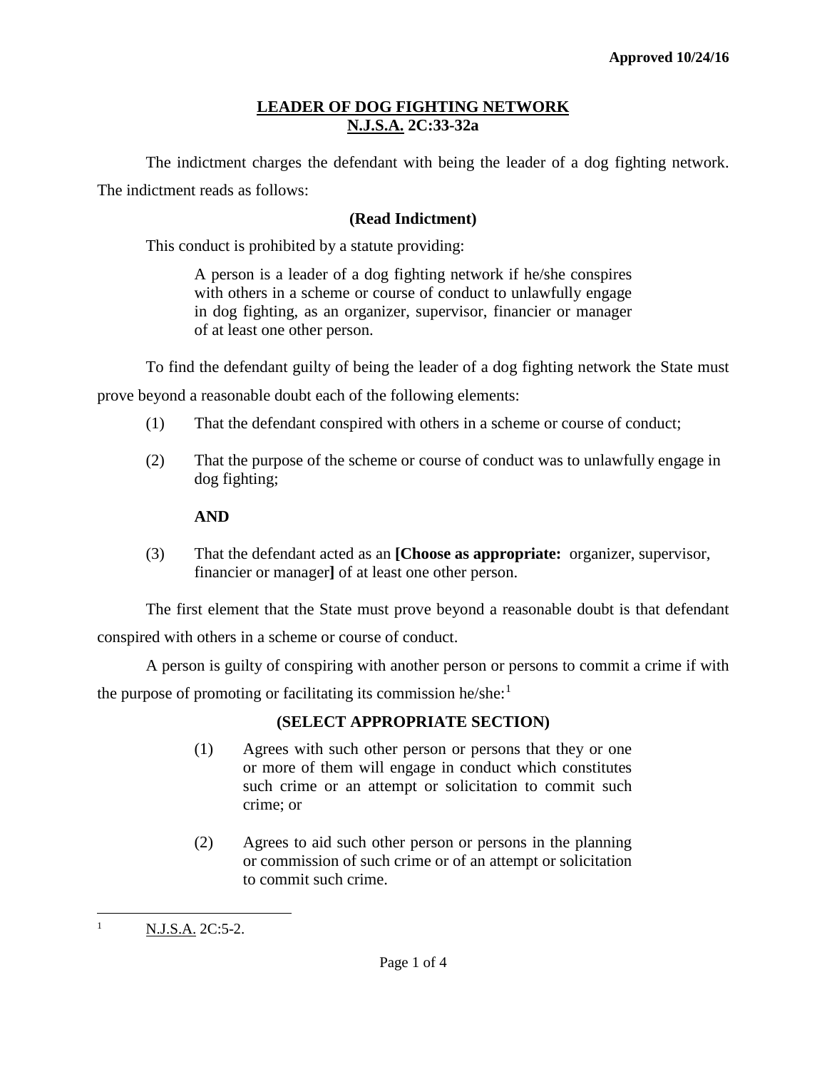Approved 10/24/16

# LEADER OF DOG FIGHTING NETWORK
## N.J.S.A. 2C:33-32a

The indictment charges the defendant with being the leader of a dog fighting network. The indictment reads as follows:

**(Read Indictment)**

This conduct is prohibited by a statute providing:

> A person is a leader of a dog fighting network if he/she conspires with others in a scheme or course of conduct to unlawfully engage in dog fighting, as an organizer, supervisor, financier or manager of at least one other person.

To find the defendant guilty of being the leader of a dog fighting network the State must prove beyond a reasonable doubt each of the following elements:

(1) That the defendant conspired with others in a scheme or course of conduct;

(2) That the purpose of the scheme or course of conduct was to unlawfully engage in dog fighting;

**AND**

(3) That the defendant acted as an **[Choose as appropriate:** organizer, supervisor, financier or manager**]** of at least one other person.

The first element that the State must prove beyond a reasonable doubt is that defendant conspired with others in a scheme or course of conduct.

A person is guilty of conspiring with another person or persons to commit a crime if with the purpose of promoting or facilitating its commission he/she:[1]

**(SELECT APPROPRIATE SECTION)**

> (1) Agrees with such other person or persons that they or one or more of them will engage in conduct which constitutes such crime or an attempt or solicitation to commit such crime; or
>
> (2) Agrees to aid such other person or persons in the planning or commission of such crime or of an attempt or solicitation to commit such crime.

---

[1] N.J.S.A. 2C:5-2.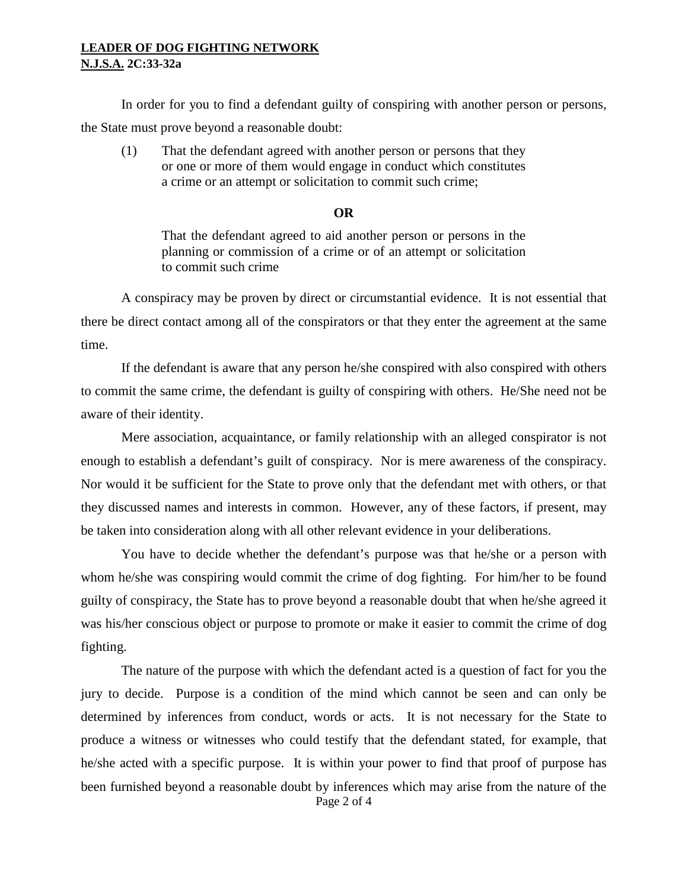In order for you to find a defendant guilty of conspiring with another person or persons, the State must prove beyond a reasonable doubt:

(1) That the defendant agreed with another person or persons that they or one or more of them would engage in conduct which constitutes a crime or an attempt or solicitation to commit such crime;

**OR**

That the defendant agreed to aid another person or persons in the planning or commission of a crime or of an attempt or solicitation to commit such crime

A conspiracy may be proven by direct or circumstantial evidence. It is not essential that there be direct contact among all of the conspirators or that they enter the agreement at the same time.

If the defendant is aware that any person he/she conspired with also conspired with others to commit the same crime, the defendant is guilty of conspiring with others. He/She need not be aware of their identity.

Mere association, acquaintance, or family relationship with an alleged conspirator is not enough to establish a defendant's guilt of conspiracy. Nor is mere awareness of the conspiracy. Nor would it be sufficient for the State to prove only that the defendant met with others, or that they discussed names and interests in common. However, any of these factors, if present, may be taken into consideration along with all other relevant evidence in your deliberations.

You have to decide whether the defendant's purpose was that he/she or a person with whom he/she was conspiring would commit the crime of dog fighting. For him/her to be found guilty of conspiracy, the State has to prove beyond a reasonable doubt that when he/she agreed it was his/her conscious object or purpose to promote or make it easier to commit the crime of dog fighting.

The nature of the purpose with which the defendant acted is a question of fact for you the jury to decide. Purpose is a condition of the mind which cannot be seen and can only be determined by inferences from conduct, words or acts. It is not necessary for the State to produce a witness or witnesses who could testify that the defendant stated, for example, that he/she acted with a specific purpose. It is within your power to find that proof of purpose has been furnished beyond a reasonable doubt by inferences which may arise from the nature of the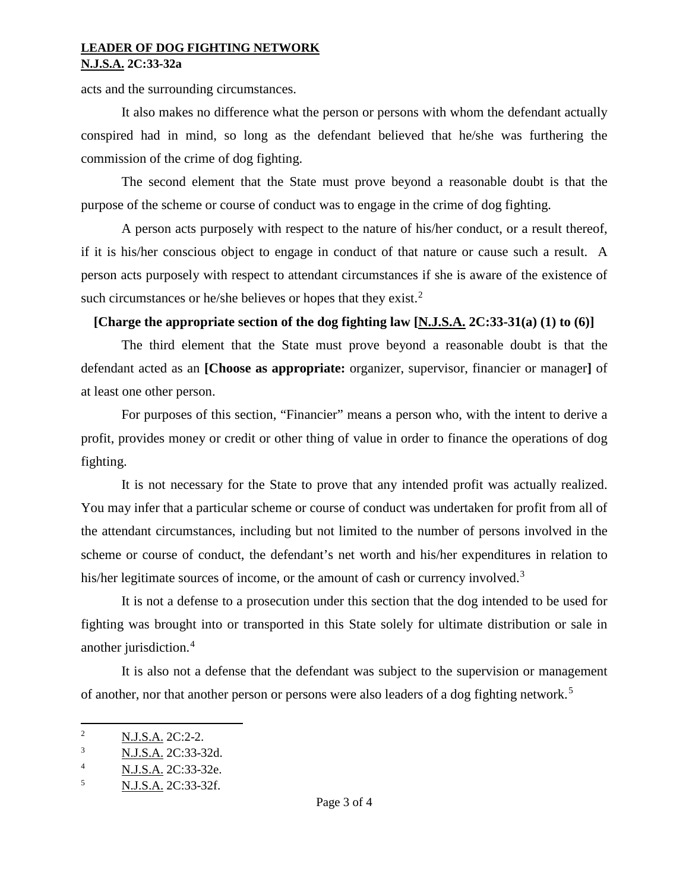acts and the surrounding circumstances.

It also makes no difference what the person or persons with whom the defendant actually conspired had in mind, so long as the defendant believed that he/she was furthering the commission of the crime of dog fighting.

The second element that the State must prove beyond a reasonable doubt is that the purpose of the scheme or course of conduct was to engage in the crime of dog fighting.

A person acts purposely with respect to the nature of his/her conduct, or a result thereof, if it is his/her conscious object to engage in conduct of that nature or cause such a result. A person acts purposely with respect to attendant circumstances if she is aware of the existence of such circumstances or he/she believes or hopes that they exist.[2]

**[Charge the appropriate section of the dog fighting law [N.J.S.A. 2C:33-31(a) (1) to (6)]**

The third element that the State must prove beyond a reasonable doubt is that the defendant acted as an **[Choose as appropriate:** organizer, supervisor, financier or manager**]** of at least one other person.

For purposes of this section, "Financier" means a person who, with the intent to derive a profit, provides money or credit or other thing of value in order to finance the operations of dog fighting.

It is not necessary for the State to prove that any intended profit was actually realized. You may infer that a particular scheme or course of conduct was undertaken for profit from all of the attendant circumstances, including but not limited to the number of persons involved in the scheme or course of conduct, the defendant's net worth and his/her expenditures in relation to his/her legitimate sources of income, or the amount of cash or currency involved.[3]

It is not a defense to a prosecution under this section that the dog intended to be used for fighting was brought into or transported in this State solely for ultimate distribution or sale in another jurisdiction.[4]

It is also not a defense that the defendant was subject to the supervision or management of another, nor that another person or persons were also leaders of a dog fighting network.[5]

---

[2] N.J.S.A. 2C:2-2.

[3] N.J.S.A. 2C:33-32d.

[4] N.J.S.A. 2C:33-32e.

[5] N.J.S.A. 2C:33-32f.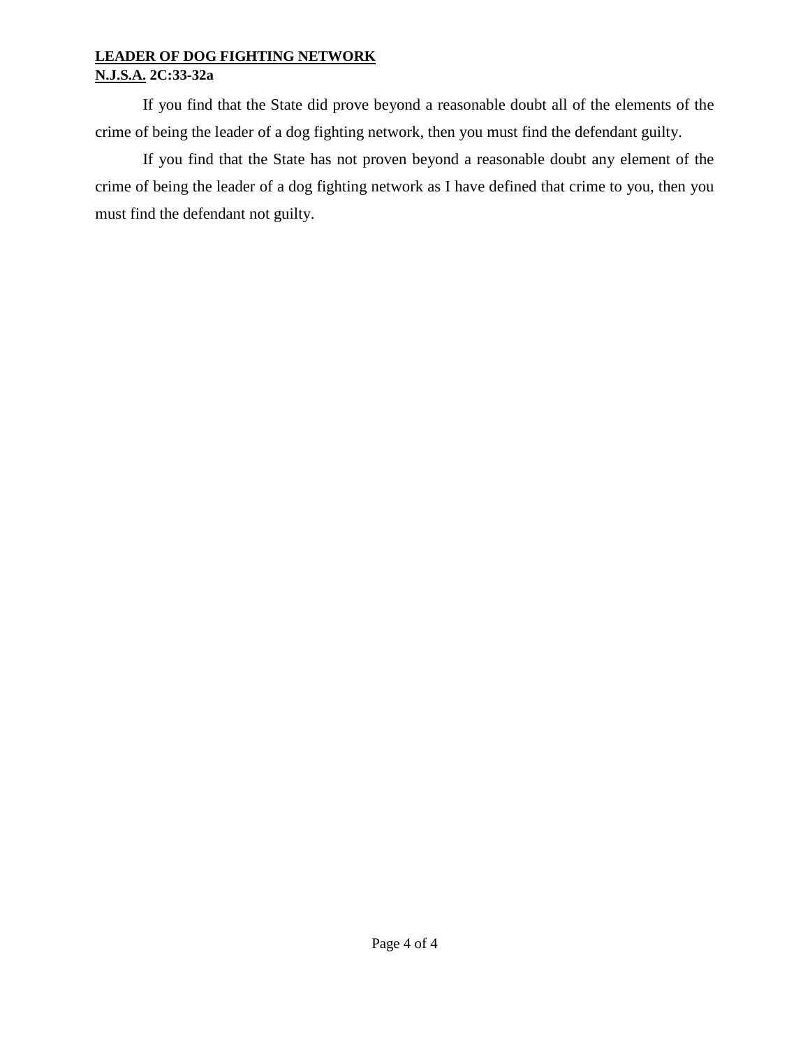If you find that the State did prove beyond a reasonable doubt all of the elements of the crime of being the leader of a dog fighting network, then you must find the defendant guilty.

If you find that the State has not proven beyond a reasonable doubt any element of the crime of being the leader of a dog fighting network as I have defined that crime to you, then you must find the defendant not guilty.